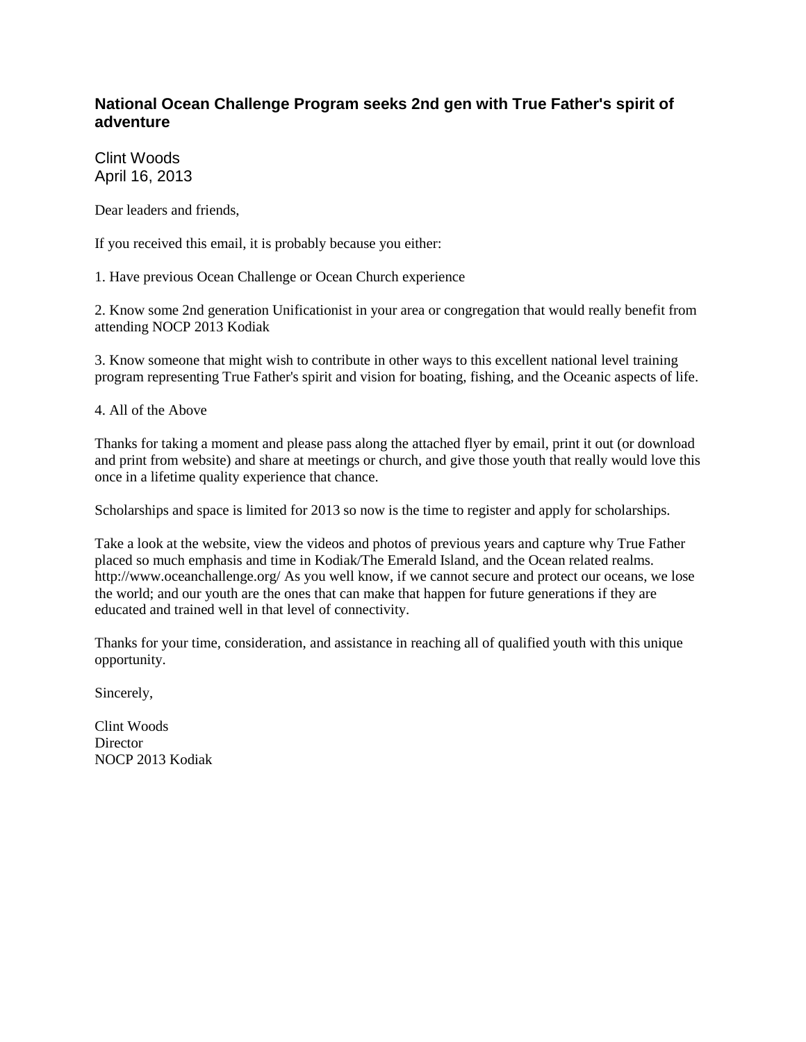# National Ocean Challenge Program seeks 2nd gen with True Father's spirit of adventure

Clint Woods
April 16, 2013

Dear leaders and friends,

If you received this email, it is probably because you either:

1. Have previous Ocean Challenge or Ocean Church experience

2. Know some 2nd generation Unificationist in your area or congregation that would really benefit from attending NOCP 2013 Kodiak

3. Know someone that might wish to contribute in other ways to this excellent national level training program representing True Father's spirit and vision for boating, fishing, and the Oceanic aspects of life.

4. All of the Above

Thanks for taking a moment and please pass along the attached flyer by email, print it out (or download and print from website) and share at meetings or church, and give those youth that really would love this once in a lifetime quality experience that chance.

Scholarships and space is limited for 2013 so now is the time to register and apply for scholarships.

Take a look at the website, view the videos and photos of previous years and capture why True Father placed so much emphasis and time in Kodiak/The Emerald Island, and the Ocean related realms. http://www.oceanchallenge.org/ As you well know, if we cannot secure and protect our oceans, we lose the world; and our youth are the ones that can make that happen for future generations if they are educated and trained well in that level of connectivity.

Thanks for your time, consideration, and assistance in reaching all of qualified youth with this unique opportunity.

Sincerely,

Clint Woods
Director
NOCP 2013 Kodiak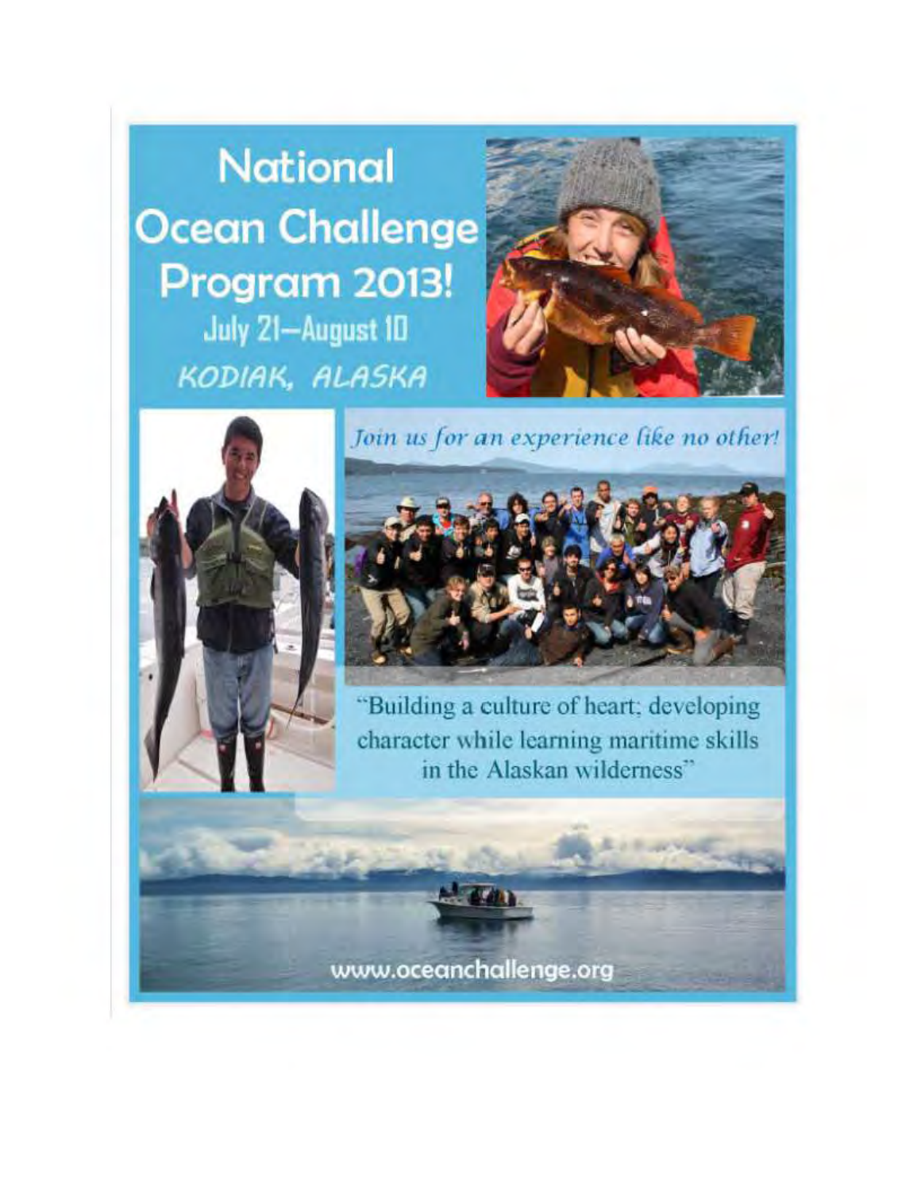# National Ocean Challenge Program 2013!

July 21—August 10

KODIAK, ALASKA

*Join us for an experience like no other!*

"Building a culture of heart; developing character while learning maritime skills in the Alaskan wilderness"

www.oceanchallenge.org